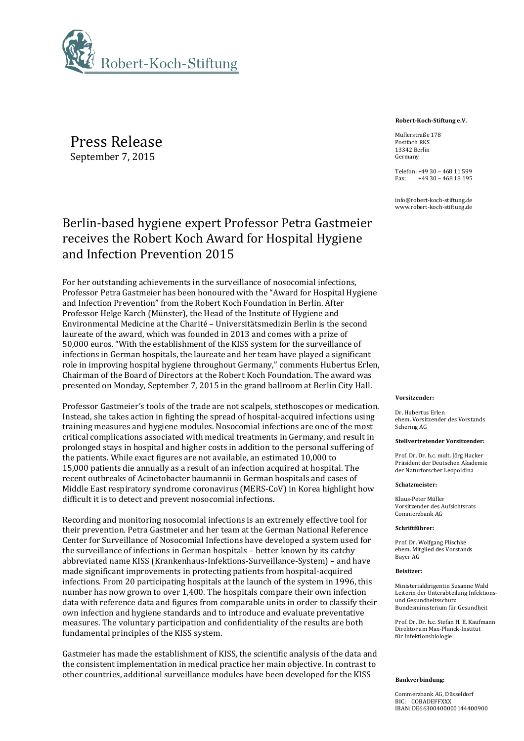Robert-Koch-Stiftung

Press Release
September 7, 2015

**Robert-Koch-Stiftung e.V.**

Müllerstraße 178
Postfach RKS
13342 Berlin
Germany

Telefon: +49 30 – 468 11 599
Fax: +49 30 – 468 18 195

info@robert-koch-stiftung.de
www.robert-koch-stiftung.de

# Berlin-based hygiene expert Professor Petra Gastmeier receives the Robert Koch Award for Hospital Hygiene and Infection Prevention 2015

For her outstanding achievements in the surveillance of nosocomial infections, Professor Petra Gastmeier has been honoured with the "Award for Hospital Hygiene and Infection Prevention" from the Robert Koch Foundation in Berlin. After Professor Helge Karch (Münster), the Head of the Institute of Hygiene and Environmental Medicine at the Charité – Universitätsmedizin Berlin is the second laureate of the award, which was founded in 2013 and comes with a prize of 50,000 euros. "With the establishment of the KISS system for the surveillance of infections in German hospitals, the laureate and her team have played a significant role in improving hospital hygiene throughout Germany," comments Hubertus Erlen, Chairman of the Board of Directors at the Robert Koch Foundation. The award was presented on Monday, September 7, 2015 in the grand ballroom at Berlin City Hall.

Professor Gastmeier's tools of the trade are not scalpels, stethoscopes or medication. Instead, she takes action in fighting the spread of hospital-acquired infections using training measures and hygiene modules. Nosocomial infections are one of the most critical complications associated with medical treatments in Germany, and result in prolonged stays in hospital and higher costs in addition to the personal suffering of the patients. While exact figures are not available, an estimated 10,000 to 15,000 patients die annually as a result of an infection acquired at hospital. The recent outbreaks of Acinetobacter baumannii in German hospitals and cases of Middle East respiratory syndrome coronavirus (MERS-CoV) in Korea highlight how difficult it is to detect and prevent nosocomial infections.

Recording and monitoring nosocomial infections is an extremely effective tool for their prevention. Petra Gastmeier and her team at the German National Reference Center for Surveillance of Nosocomial Infections have developed a system used for the surveillance of infections in German hospitals – better known by its catchy abbreviated name KISS (Krankenhaus-Infektions-Surveillance-System) – and have made significant improvements in protecting patients from hospital-acquired infections. From 20 participating hospitals at the launch of the system in 1996, this number has now grown to over 1,400. The hospitals compare their own infection data with reference data and figures from comparable units in order to classify their own infection and hygiene standards and to introduce and evaluate preventative measures. The voluntary participation and confidentiality of the results are both fundamental principles of the KISS system.

Gastmeier has made the establishment of KISS, the scientific analysis of the data and the consistent implementation in medical practice her main objective. In contrast to other countries, additional surveillance modules have been developed for the KISS

**Vorsitzender:**

Dr. Hubertus Erlen
ehem. Vorsitzender des Vorstands
Schering AG

**Stellvertretender Vorsitzender:**

Prof. Dr. Dr. h.c. mult. Jörg Hacker
Präsident der Deutschen Akademie
der Naturforscher Leopoldina

**Schatzmeister:**

Klaus-Peter Müller
Vorsitzender des Aufsichtsrats
Commerzbank AG

**Schriftführer:**

Prof. Dr. Wolfgang Plischke
ehem. Mitglied des Vorstands
Bayer AG

**Beisitzer:**

Ministerialdirigentin Susanne Wald
Leiterin der Unterabteilung Infektions- und Gesundheitsschutz
Bundesministerium für Gesundheit

Prof. Dr. Dr. h.c. Stefan H. E. Kaufmann
Direktor am Max-Planck-Institut
für Infektionsbiologie

**Bankverbindung:**

Commerzbank AG, Düsseldorf
BIC: COBADEFFXXX
IBAN: DE66300400000144400900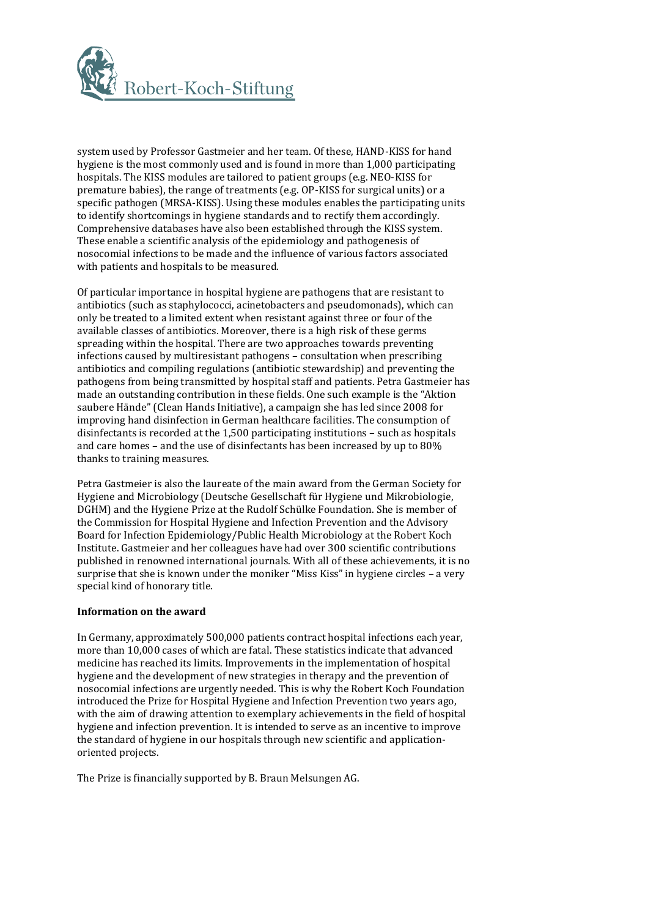system used by Professor Gastmeier and her team. Of these, HAND-KISS for hand hygiene is the most commonly used and is found in more than 1,000 participating hospitals. The KISS modules are tailored to patient groups (e.g. NEO-KISS for premature babies), the range of treatments (e.g. OP-KISS for surgical units) or a specific pathogen (MRSA-KISS). Using these modules enables the participating units to identify shortcomings in hygiene standards and to rectify them accordingly. Comprehensive databases have also been established through the KISS system. These enable a scientific analysis of the epidemiology and pathogenesis of nosocomial infections to be made and the influence of various factors associated with patients and hospitals to be measured.

Of particular importance in hospital hygiene are pathogens that are resistant to antibiotics (such as staphylococci, acinetobacters and pseudomonads), which can only be treated to a limited extent when resistant against three or four of the available classes of antibiotics. Moreover, there is a high risk of these germs spreading within the hospital. There are two approaches towards preventing infections caused by multiresistant pathogens – consultation when prescribing antibiotics and compiling regulations (antibiotic stewardship) and preventing the pathogens from being transmitted by hospital staff and patients. Petra Gastmeier has made an outstanding contribution in these fields. One such example is the "Aktion saubere Hände" (Clean Hands Initiative), a campaign she has led since 2008 for improving hand disinfection in German healthcare facilities. The consumption of disinfectants is recorded at the 1,500 participating institutions – such as hospitals and care homes – and the use of disinfectants has been increased by up to 80% thanks to training measures.

Petra Gastmeier is also the laureate of the main award from the German Society for Hygiene and Microbiology (Deutsche Gesellschaft für Hygiene und Mikrobiologie, DGHM) and the Hygiene Prize at the Rudolf Schülke Foundation. She is member of the Commission for Hospital Hygiene and Infection Prevention and the Advisory Board for Infection Epidemiology/Public Health Microbiology at the Robert Koch Institute. Gastmeier and her colleagues have had over 300 scientific contributions published in renowned international journals. With all of these achievements, it is no surprise that she is known under the moniker "Miss Kiss" in hygiene circles – a very special kind of honorary title.

**Information on the award**

In Germany, approximately 500,000 patients contract hospital infections each year, more than 10,000 cases of which are fatal. These statistics indicate that advanced medicine has reached its limits. Improvements in the implementation of hospital hygiene and the development of new strategies in therapy and the prevention of nosocomial infections are urgently needed. This is why the Robert Koch Foundation introduced the Prize for Hospital Hygiene and Infection Prevention two years ago, with the aim of drawing attention to exemplary achievements in the field of hospital hygiene and infection prevention. It is intended to serve as an incentive to improve the standard of hygiene in our hospitals through new scientific and application-oriented projects.

The Prize is financially supported by B. Braun Melsungen AG.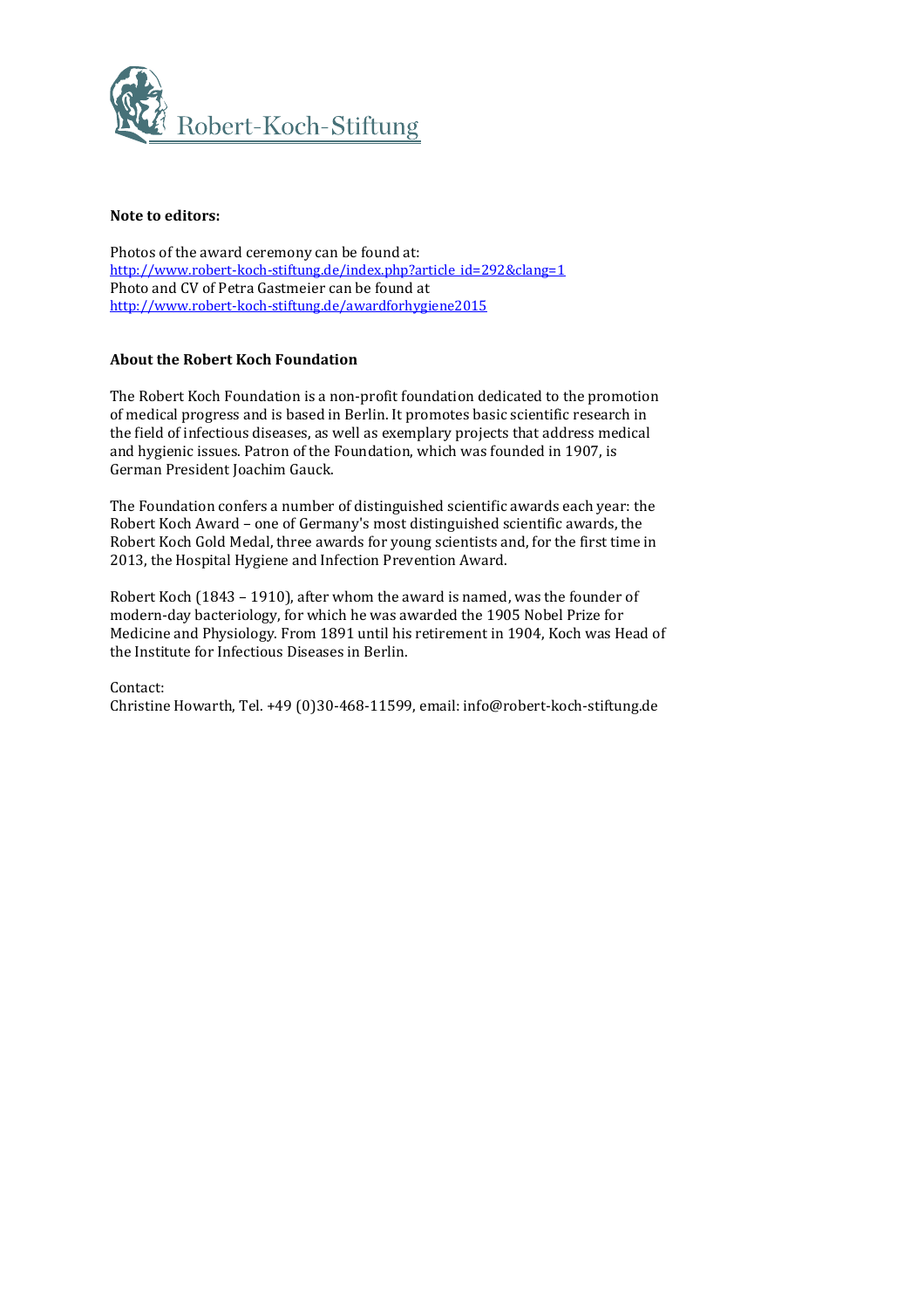**Note to editors:**

Photos of the award ceremony can be found at:
http://www.robert-koch-stiftung.de/index.php?article_id=292&clang=1
Photo and CV of Petra Gastmeier can be found at
http://www.robert-koch-stiftung.de/awardforhygiene2015

**About the Robert Koch Foundation**

The Robert Koch Foundation is a non-profit foundation dedicated to the promotion of medical progress and is based in Berlin. It promotes basic scientific research in the field of infectious diseases, as well as exemplary projects that address medical and hygienic issues. Patron of the Foundation, which was founded in 1907, is German President Joachim Gauck.

The Foundation confers a number of distinguished scientific awards each year: the Robert Koch Award – one of Germany's most distinguished scientific awards, the Robert Koch Gold Medal, three awards for young scientists and, for the first time in 2013, the Hospital Hygiene and Infection Prevention Award.

Robert Koch (1843 – 1910), after whom the award is named, was the founder of modern-day bacteriology, for which he was awarded the 1905 Nobel Prize for Medicine and Physiology. From 1891 until his retirement in 1904, Koch was Head of the Institute for Infectious Diseases in Berlin.

Contact:
Christine Howarth, Tel. +49 (0)30-468-11599, email: info@robert-koch-stiftung.de